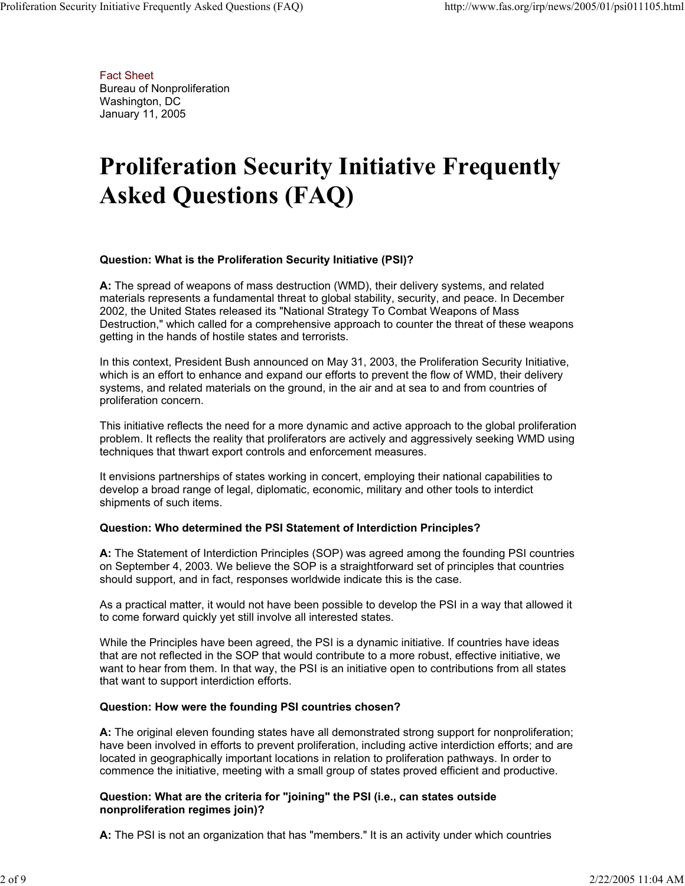Fact Sheet
Bureau of Nonproliferation
Washington, DC
January 11, 2005

# Proliferation Security Initiative Frequently Asked Questions (FAQ)

**Question: What is the Proliferation Security Initiative (PSI)?**

**A:** The spread of weapons of mass destruction (WMD), their delivery systems, and related materials represents a fundamental threat to global stability, security, and peace. In December 2002, the United States released its "National Strategy To Combat Weapons of Mass Destruction," which called for a comprehensive approach to counter the threat of these weapons getting in the hands of hostile states and terrorists.

In this context, President Bush announced on May 31, 2003, the Proliferation Security Initiative, which is an effort to enhance and expand our efforts to prevent the flow of WMD, their delivery systems, and related materials on the ground, in the air and at sea to and from countries of proliferation concern.

This initiative reflects the need for a more dynamic and active approach to the global proliferation problem. It reflects the reality that proliferators are actively and aggressively seeking WMD using techniques that thwart export controls and enforcement measures.

It envisions partnerships of states working in concert, employing their national capabilities to develop a broad range of legal, diplomatic, economic, military and other tools to interdict shipments of such items.

**Question: Who determined the PSI Statement of Interdiction Principles?**

**A:** The Statement of Interdiction Principles (SOP) was agreed among the founding PSI countries on September 4, 2003. We believe the SOP is a straightforward set of principles that countries should support, and in fact, responses worldwide indicate this is the case.

As a practical matter, it would not have been possible to develop the PSI in a way that allowed it to come forward quickly yet still involve all interested states.

While the Principles have been agreed, the PSI is a dynamic initiative. If countries have ideas that are not reflected in the SOP that would contribute to a more robust, effective initiative, we want to hear from them. In that way, the PSI is an initiative open to contributions from all states that want to support interdiction efforts.

**Question: How were the founding PSI countries chosen?**

**A:** The original eleven founding states have all demonstrated strong support for nonproliferation; have been involved in efforts to prevent proliferation, including active interdiction efforts; and are located in geographically important locations in relation to proliferation pathways. In order to commence the initiative, meeting with a small group of states proved efficient and productive.

**Question: What are the criteria for "joining" the PSI (i.e., can states outside nonproliferation regimes join)?**

**A:** The PSI is not an organization that has "members." It is an activity under which countries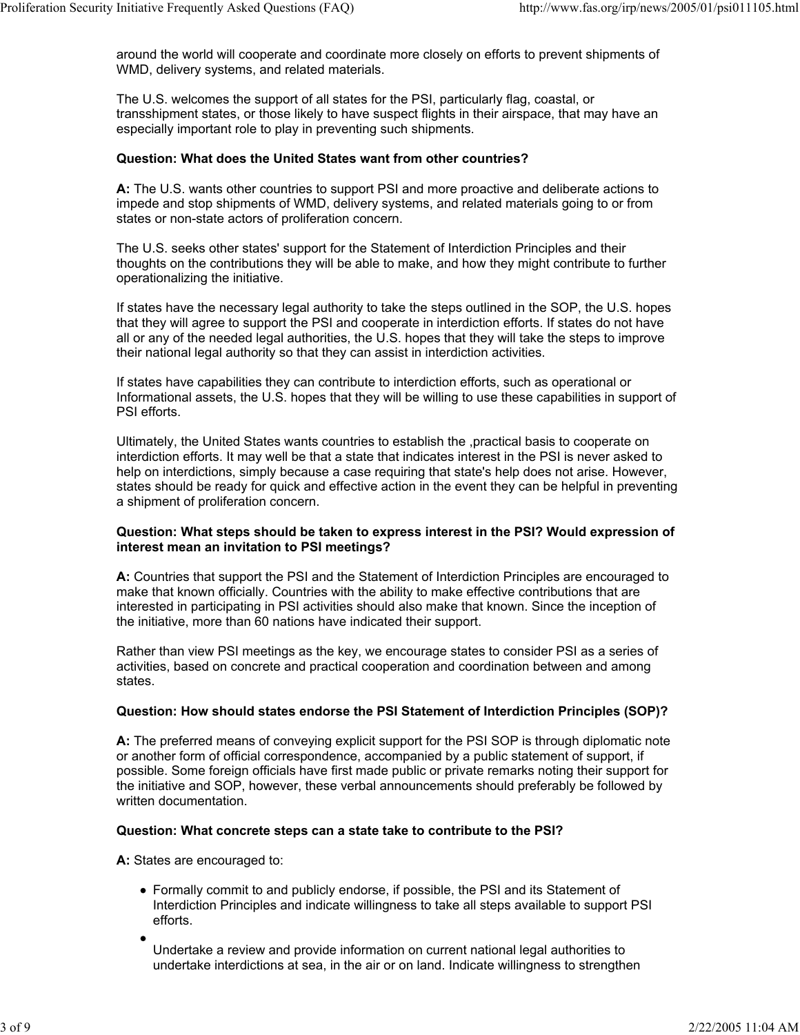around the world will cooperate and coordinate more closely on efforts to prevent shipments of WMD, delivery systems, and related materials.

The U.S. welcomes the support of all states for the PSI, particularly flag, coastal, or transshipment states, or those likely to have suspect flights in their airspace, that may have an especially important role to play in preventing such shipments.

**Question: What does the United States want from other countries?**

**A:** The U.S. wants other countries to support PSI and more proactive and deliberate actions to impede and stop shipments of WMD, delivery systems, and related materials going to or from states or non-state actors of proliferation concern.

The U.S. seeks other states' support for the Statement of Interdiction Principles and their thoughts on the contributions they will be able to make, and how they might contribute to further operationalizing the initiative.

If states have the necessary legal authority to take the steps outlined in the SOP, the U.S. hopes that they will agree to support the PSI and cooperate in interdiction efforts. If states do not have all or any of the needed legal authorities, the U.S. hopes that they will take the steps to improve their national legal authority so that they can assist in interdiction activities.

If states have capabilities they can contribute to interdiction efforts, such as operational or Informational assets, the U.S. hopes that they will be willing to use these capabilities in support of PSI efforts.

Ultimately, the United States wants countries to establish the ,practical basis to cooperate on interdiction efforts. It may well be that a state that indicates interest in the PSI is never asked to help on interdictions, simply because a case requiring that state's help does not arise. However, states should be ready for quick and effective action in the event they can be helpful in preventing a shipment of proliferation concern.

**Question: What steps should be taken to express interest in the PSI? Would expression of interest mean an invitation to PSI meetings?**

**A:** Countries that support the PSI and the Statement of Interdiction Principles are encouraged to make that known officially. Countries with the ability to make effective contributions that are interested in participating in PSI activities should also make that known. Since the inception of the initiative, more than 60 nations have indicated their support.

Rather than view PSI meetings as the key, we encourage states to consider PSI as a series of activities, based on concrete and practical cooperation and coordination between and among states.

**Question: How should states endorse the PSI Statement of Interdiction Principles (SOP)?**

**A:** The preferred means of conveying explicit support for the PSI SOP is through diplomatic note or another form of official correspondence, accompanied by a public statement of support, if possible. Some foreign officials have first made public or private remarks noting their support for the initiative and SOP, however, these verbal announcements should preferably be followed by written documentation.

**Question: What concrete steps can a state take to contribute to the PSI?**

**A:** States are encouraged to:

- Formally commit to and publicly endorse, if possible, the PSI and its Statement of Interdiction Principles and indicate willingness to take all steps available to support PSI efforts.
- Undertake a review and provide information on current national legal authorities to undertake interdictions at sea, in the air or on land. Indicate willingness to strengthen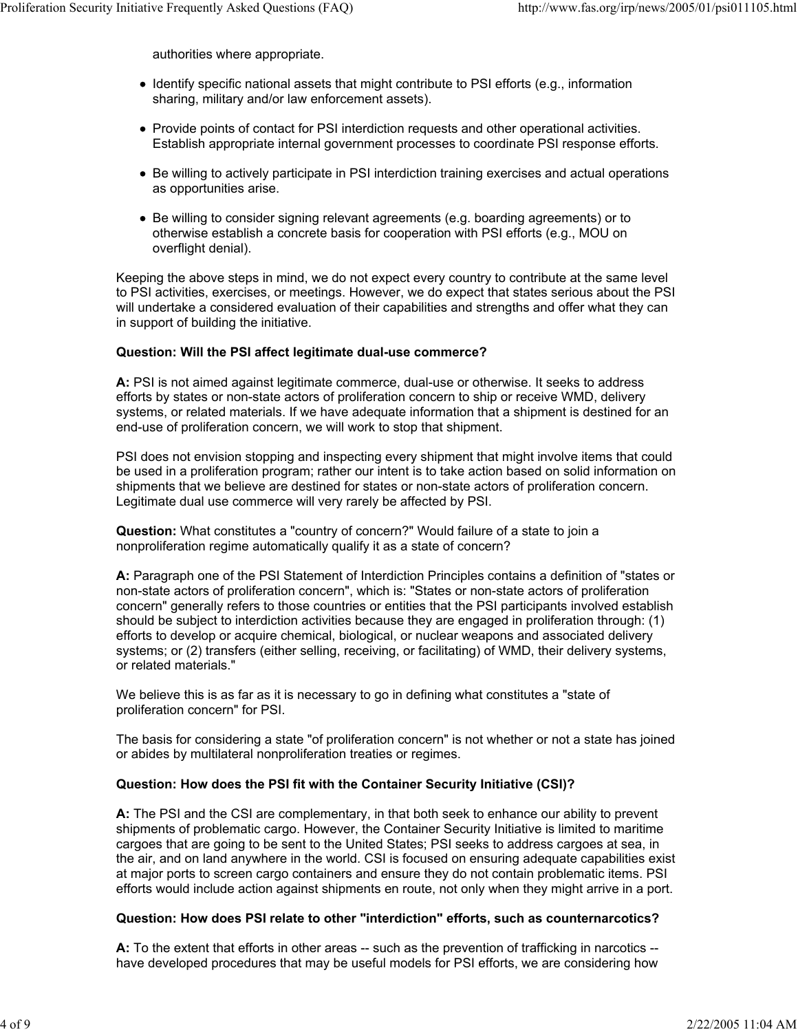authorities where appropriate.

- Identify specific national assets that might contribute to PSI efforts (e.g., information sharing, military and/or law enforcement assets).
- Provide points of contact for PSI interdiction requests and other operational activities. Establish appropriate internal government processes to coordinate PSI response efforts.
- Be willing to actively participate in PSI interdiction training exercises and actual operations as opportunities arise.
- Be willing to consider signing relevant agreements (e.g. boarding agreements) or to otherwise establish a concrete basis for cooperation with PSI efforts (e.g., MOU on overflight denial).

Keeping the above steps in mind, we do not expect every country to contribute at the same level to PSI activities, exercises, or meetings. However, we do expect that states serious about the PSI will undertake a considered evaluation of their capabilities and strengths and offer what they can in support of building the initiative.

**Question: Will the PSI affect legitimate dual-use commerce?**

**A:** PSI is not aimed against legitimate commerce, dual-use or otherwise. It seeks to address efforts by states or non-state actors of proliferation concern to ship or receive WMD, delivery systems, or related materials. If we have adequate information that a shipment is destined for an end-use of proliferation concern, we will work to stop that shipment.

PSI does not envision stopping and inspecting every shipment that might involve items that could be used in a proliferation program; rather our intent is to take action based on solid information on shipments that we believe are destined for states or non-state actors of proliferation concern. Legitimate dual use commerce will very rarely be affected by PSI.

**Question:** What constitutes a "country of concern?" Would failure of a state to join a nonproliferation regime automatically qualify it as a state of concern?

**A:** Paragraph one of the PSI Statement of Interdiction Principles contains a definition of "states or non-state actors of proliferation concern", which is: "States or non-state actors of proliferation concern" generally refers to those countries or entities that the PSI participants involved establish should be subject to interdiction activities because they are engaged in proliferation through: (1) efforts to develop or acquire chemical, biological, or nuclear weapons and associated delivery systems; or (2) transfers (either selling, receiving, or facilitating) of WMD, their delivery systems, or related materials."

We believe this is as far as it is necessary to go in defining what constitutes a "state of proliferation concern" for PSI.

The basis for considering a state "of proliferation concern" is not whether or not a state has joined or abides by multilateral nonproliferation treaties or regimes.

**Question: How does the PSI fit with the Container Security Initiative (CSI)?**

**A:** The PSI and the CSI are complementary, in that both seek to enhance our ability to prevent shipments of problematic cargo. However, the Container Security Initiative is limited to maritime cargoes that are going to be sent to the United States; PSI seeks to address cargoes at sea, in the air, and on land anywhere in the world. CSI is focused on ensuring adequate capabilities exist at major ports to screen cargo containers and ensure they do not contain problematic items. PSI efforts would include action against shipments en route, not only when they might arrive in a port.

**Question: How does PSI relate to other "interdiction" efforts, such as counternarcotics?**

**A:** To the extent that efforts in other areas -- such as the prevention of trafficking in narcotics -- have developed procedures that may be useful models for PSI efforts, we are considering how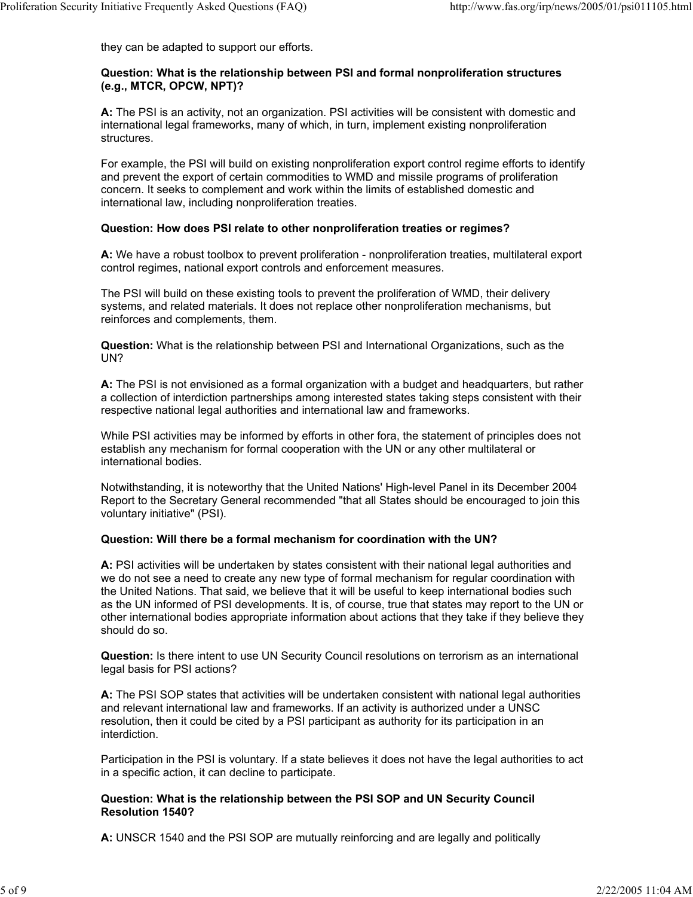they can be adapted to support our efforts.

**Question: What is the relationship between PSI and formal nonproliferation structures (e.g., MTCR, OPCW, NPT)?**

**A:** The PSI is an activity, not an organization. PSI activities will be consistent with domestic and international legal frameworks, many of which, in turn, implement existing nonproliferation structures.

For example, the PSI will build on existing nonproliferation export control regime efforts to identify and prevent the export of certain commodities to WMD and missile programs of proliferation concern. It seeks to complement and work within the limits of established domestic and international law, including nonproliferation treaties.

**Question: How does PSI relate to other nonproliferation treaties or regimes?**

**A:** We have a robust toolbox to prevent proliferation - nonproliferation treaties, multilateral export control regimes, national export controls and enforcement measures.

The PSI will build on these existing tools to prevent the proliferation of WMD, their delivery systems, and related materials. It does not replace other nonproliferation mechanisms, but reinforces and complements, them.

**Question:** What is the relationship between PSI and International Organizations, such as the UN?

**A:** The PSI is not envisioned as a formal organization with a budget and headquarters, but rather a collection of interdiction partnerships among interested states taking steps consistent with their respective national legal authorities and international law and frameworks.

While PSI activities may be informed by efforts in other fora, the statement of principles does not establish any mechanism for formal cooperation with the UN or any other multilateral or international bodies.

Notwithstanding, it is noteworthy that the United Nations' High-level Panel in its December 2004 Report to the Secretary General recommended "that all States should be encouraged to join this voluntary initiative" (PSI).

**Question: Will there be a formal mechanism for coordination with the UN?**

**A:** PSI activities will be undertaken by states consistent with their national legal authorities and we do not see a need to create any new type of formal mechanism for regular coordination with the United Nations. That said, we believe that it will be useful to keep international bodies such as the UN informed of PSI developments. It is, of course, true that states may report to the UN or other international bodies appropriate information about actions that they take if they believe they should do so.

**Question:** Is there intent to use UN Security Council resolutions on terrorism as an international legal basis for PSI actions?

**A:** The PSI SOP states that activities will be undertaken consistent with national legal authorities and relevant international law and frameworks. If an activity is authorized under a UNSC resolution, then it could be cited by a PSI participant as authority for its participation in an interdiction.

Participation in the PSI is voluntary. If a state believes it does not have the legal authorities to act in a specific action, it can decline to participate.

**Question: What is the relationship between the PSI SOP and UN Security Council Resolution 1540?**

**A:** UNSCR 1540 and the PSI SOP are mutually reinforcing and are legally and politically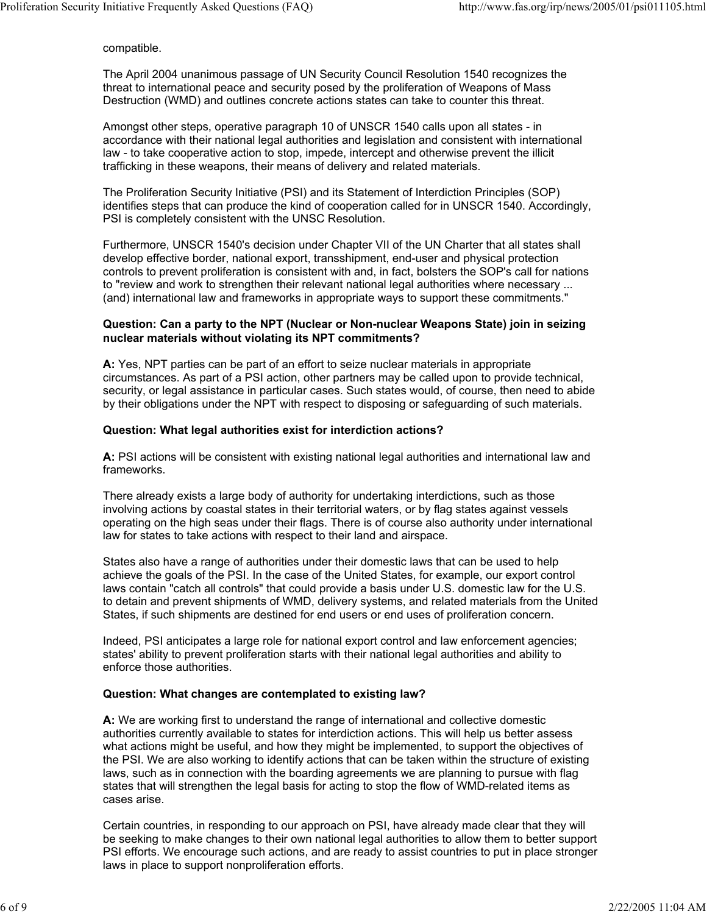compatible.

The April 2004 unanimous passage of UN Security Council Resolution 1540 recognizes the threat to international peace and security posed by the proliferation of Weapons of Mass Destruction (WMD) and outlines concrete actions states can take to counter this threat.

Amongst other steps, operative paragraph 10 of UNSCR 1540 calls upon all states - in accordance with their national legal authorities and legislation and consistent with international law - to take cooperative action to stop, impede, intercept and otherwise prevent the illicit trafficking in these weapons, their means of delivery and related materials.

The Proliferation Security Initiative (PSI) and its Statement of Interdiction Principles (SOP) identifies steps that can produce the kind of cooperation called for in UNSCR 1540. Accordingly, PSI is completely consistent with the UNSC Resolution.

Furthermore, UNSCR 1540's decision under Chapter VII of the UN Charter that all states shall develop effective border, national export, transshipment, end-user and physical protection controls to prevent proliferation is consistent with and, in fact, bolsters the SOP's call for nations to "review and work to strengthen their relevant national legal authorities where necessary ... (and) international law and frameworks in appropriate ways to support these commitments."

**Question: Can a party to the NPT (Nuclear or Non-nuclear Weapons State) join in seizing nuclear materials without violating its NPT commitments?**

**A:** Yes, NPT parties can be part of an effort to seize nuclear materials in appropriate circumstances. As part of a PSI action, other partners may be called upon to provide technical, security, or legal assistance in particular cases. Such states would, of course, then need to abide by their obligations under the NPT with respect to disposing or safeguarding of such materials.

**Question: What legal authorities exist for interdiction actions?**

**A:** PSI actions will be consistent with existing national legal authorities and international law and frameworks.

There already exists a large body of authority for undertaking interdictions, such as those involving actions by coastal states in their territorial waters, or by flag states against vessels operating on the high seas under their flags. There is of course also authority under international law for states to take actions with respect to their land and airspace.

States also have a range of authorities under their domestic laws that can be used to help achieve the goals of the PSI. In the case of the United States, for example, our export control laws contain "catch all controls" that could provide a basis under U.S. domestic law for the U.S. to detain and prevent shipments of WMD, delivery systems, and related materials from the United States, if such shipments are destined for end users or end uses of proliferation concern.

Indeed, PSI anticipates a large role for national export control and law enforcement agencies; states' ability to prevent proliferation starts with their national legal authorities and ability to enforce those authorities.

**Question: What changes are contemplated to existing law?**

**A:** We are working first to understand the range of international and collective domestic authorities currently available to states for interdiction actions. This will help us better assess what actions might be useful, and how they might be implemented, to support the objectives of the PSI. We are also working to identify actions that can be taken within the structure of existing laws, such as in connection with the boarding agreements we are planning to pursue with flag states that will strengthen the legal basis for acting to stop the flow of WMD-related items as cases arise.

Certain countries, in responding to our approach on PSI, have already made clear that they will be seeking to make changes to their own national legal authorities to allow them to better support PSI efforts. We encourage such actions, and are ready to assist countries to put in place stronger laws in place to support nonproliferation efforts.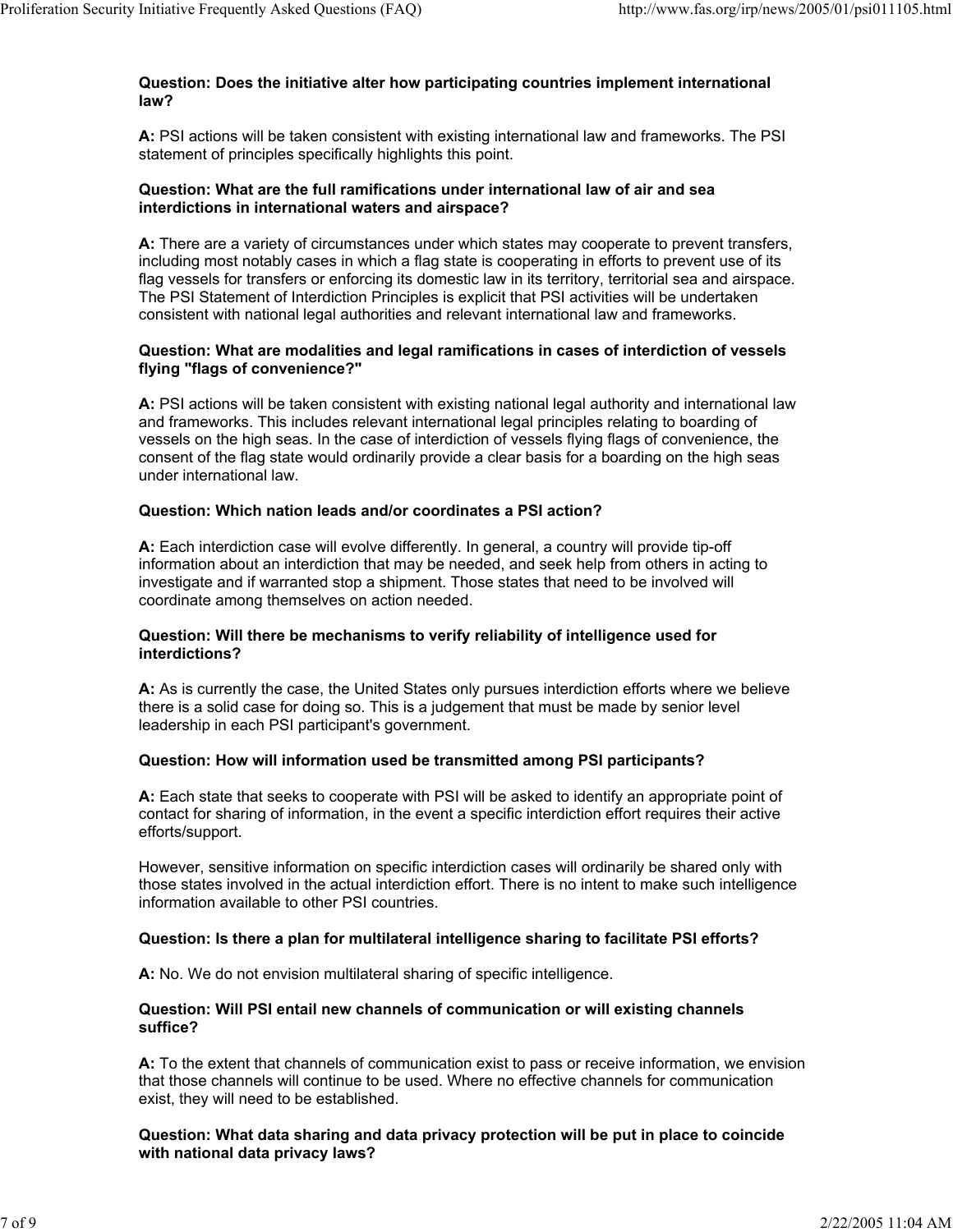**Question: Does the initiative alter how participating countries implement international law?**

**A:** PSI actions will be taken consistent with existing international law and frameworks. The PSI statement of principles specifically highlights this point.

**Question: What are the full ramifications under international law of air and sea interdictions in international waters and airspace?**

**A:** There are a variety of circumstances under which states may cooperate to prevent transfers, including most notably cases in which a flag state is cooperating in efforts to prevent use of its flag vessels for transfers or enforcing its domestic law in its territory, territorial sea and airspace. The PSI Statement of Interdiction Principles is explicit that PSI activities will be undertaken consistent with national legal authorities and relevant international law and frameworks.

**Question: What are modalities and legal ramifications in cases of interdiction of vessels flying "flags of convenience?"**

**A:** PSI actions will be taken consistent with existing national legal authority and international law and frameworks. This includes relevant international legal principles relating to boarding of vessels on the high seas. In the case of interdiction of vessels flying flags of convenience, the consent of the flag state would ordinarily provide a clear basis for a boarding on the high seas under international law.

**Question: Which nation leads and/or coordinates a PSI action?**

**A:** Each interdiction case will evolve differently. In general, a country will provide tip-off information about an interdiction that may be needed, and seek help from others in acting to investigate and if warranted stop a shipment. Those states that need to be involved will coordinate among themselves on action needed.

**Question: Will there be mechanisms to verify reliability of intelligence used for interdictions?**

**A:** As is currently the case, the United States only pursues interdiction efforts where we believe there is a solid case for doing so. This is a judgement that must be made by senior level leadership in each PSI participant's government.

**Question: How will information used be transmitted among PSI participants?**

**A:** Each state that seeks to cooperate with PSI will be asked to identify an appropriate point of contact for sharing of information, in the event a specific interdiction effort requires their active efforts/support.

However, sensitive information on specific interdiction cases will ordinarily be shared only with those states involved in the actual interdiction effort. There is no intent to make such intelligence information available to other PSI countries.

**Question: Is there a plan for multilateral intelligence sharing to facilitate PSI efforts?**

**A:** No. We do not envision multilateral sharing of specific intelligence.

**Question: Will PSI entail new channels of communication or will existing channels suffice?**

**A:** To the extent that channels of communication exist to pass or receive information, we envision that those channels will continue to be used. Where no effective channels for communication exist, they will need to be established.

**Question: What data sharing and data privacy protection will be put in place to coincide with national data privacy laws?**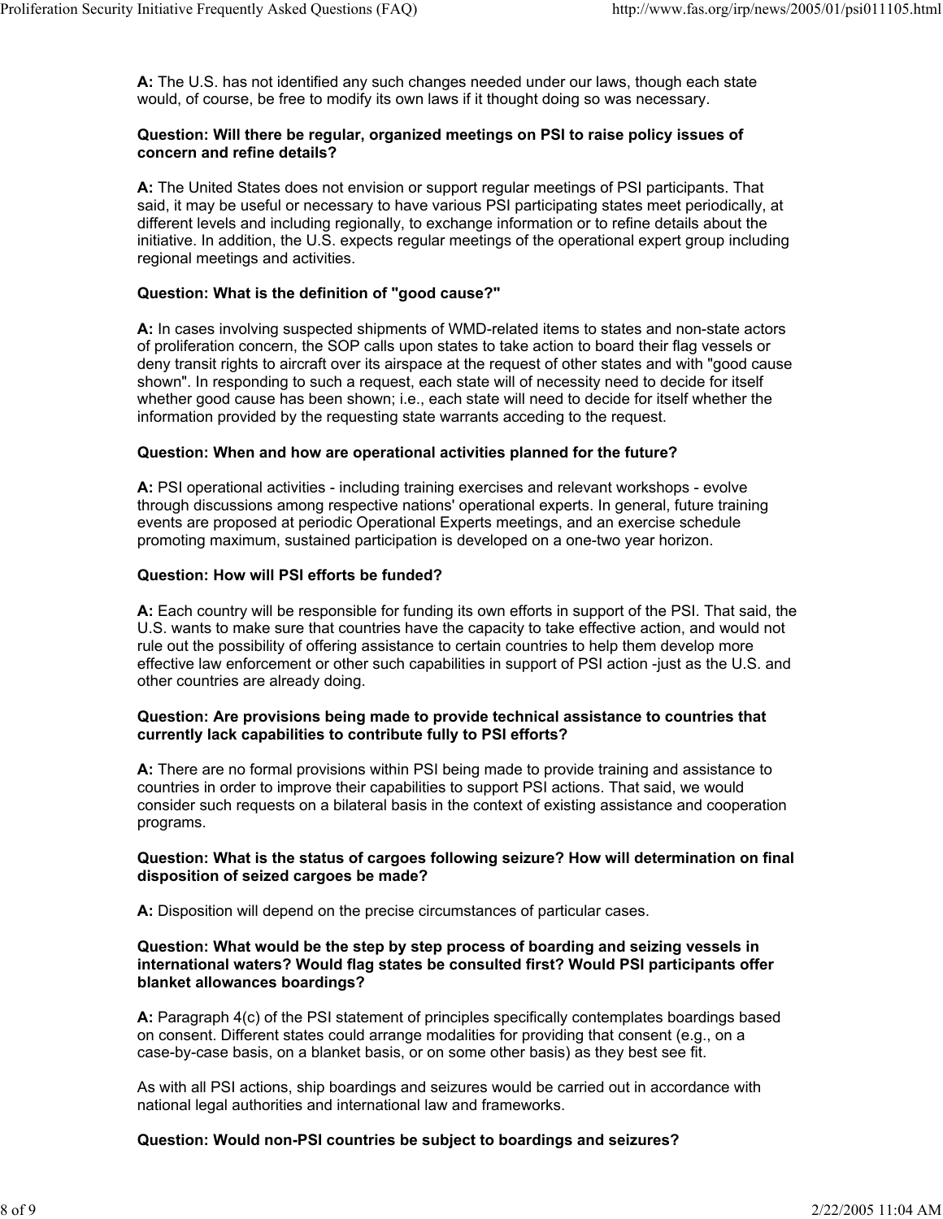**A:** The U.S. has not identified any such changes needed under our laws, though each state would, of course, be free to modify its own laws if it thought doing so was necessary.

**Question: Will there be regular, organized meetings on PSI to raise policy issues of concern and refine details?**

**A:** The United States does not envision or support regular meetings of PSI participants. That said, it may be useful or necessary to have various PSI participating states meet periodically, at different levels and including regionally, to exchange information or to refine details about the initiative. In addition, the U.S. expects regular meetings of the operational expert group including regional meetings and activities.

**Question: What is the definition of "good cause?"**

**A:** In cases involving suspected shipments of WMD-related items to states and non-state actors of proliferation concern, the SOP calls upon states to take action to board their flag vessels or deny transit rights to aircraft over its airspace at the request of other states and with "good cause shown". In responding to such a request, each state will of necessity need to decide for itself whether good cause has been shown; i.e., each state will need to decide for itself whether the information provided by the requesting state warrants acceding to the request.

**Question: When and how are operational activities planned for the future?**

**A:** PSI operational activities - including training exercises and relevant workshops - evolve through discussions among respective nations' operational experts. In general, future training events are proposed at periodic Operational Experts meetings, and an exercise schedule promoting maximum, sustained participation is developed on a one-two year horizon.

**Question: How will PSI efforts be funded?**

**A:** Each country will be responsible for funding its own efforts in support of the PSI. That said, the U.S. wants to make sure that countries have the capacity to take effective action, and would not rule out the possibility of offering assistance to certain countries to help them develop more effective law enforcement or other such capabilities in support of PSI action -just as the U.S. and other countries are already doing.

**Question: Are provisions being made to provide technical assistance to countries that currently lack capabilities to contribute fully to PSI efforts?**

**A:** There are no formal provisions within PSI being made to provide training and assistance to countries in order to improve their capabilities to support PSI actions. That said, we would consider such requests on a bilateral basis in the context of existing assistance and cooperation programs.

**Question: What is the status of cargoes following seizure? How will determination on final disposition of seized cargoes be made?**

**A:** Disposition will depend on the precise circumstances of particular cases.

**Question: What would be the step by step process of boarding and seizing vessels in international waters? Would flag states be consulted first? Would PSI participants offer blanket allowances boardings?**

**A:** Paragraph 4(c) of the PSI statement of principles specifically contemplates boardings based on consent. Different states could arrange modalities for providing that consent (e.g., on a case-by-case basis, on a blanket basis, or on some other basis) as they best see fit.

As with all PSI actions, ship boardings and seizures would be carried out in accordance with national legal authorities and international law and frameworks.

**Question: Would non-PSI countries be subject to boardings and seizures?**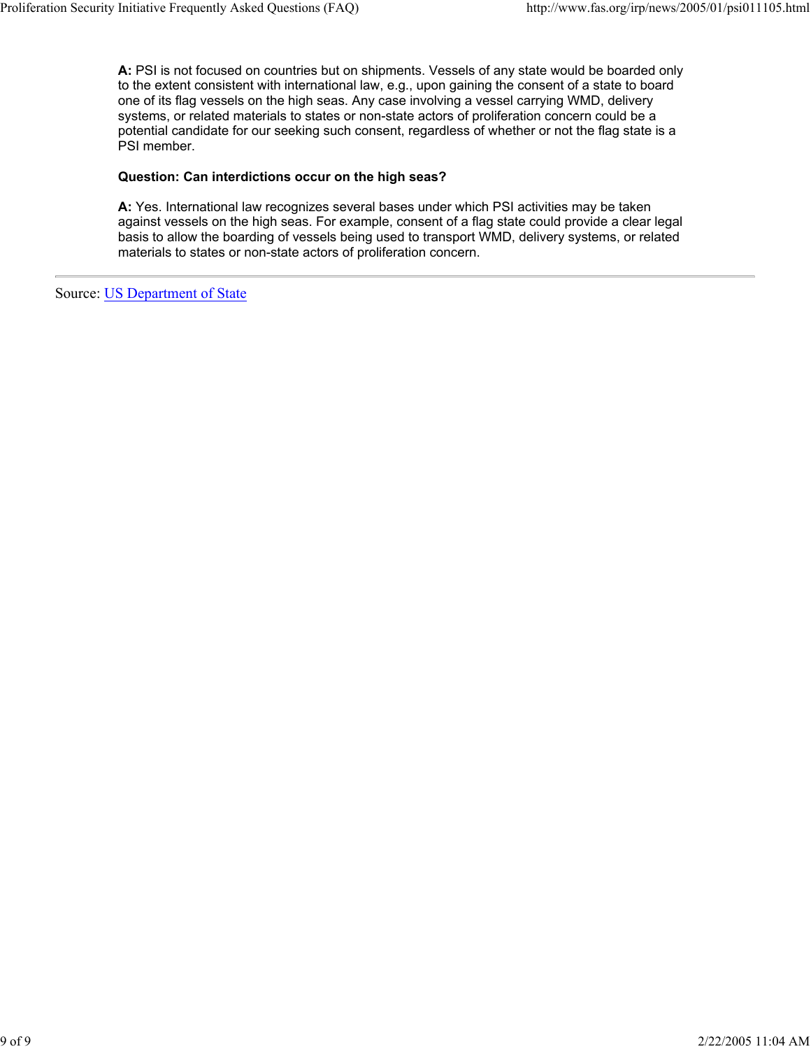**A:** PSI is not focused on countries but on shipments. Vessels of any state would be boarded only to the extent consistent with international law, e.g., upon gaining the consent of a state to board one of its flag vessels on the high seas. Any case involving a vessel carrying WMD, delivery systems, or related materials to states or non-state actors of proliferation concern could be a potential candidate for our seeking such consent, regardless of whether or not the flag state is a PSI member.

**Question: Can interdictions occur on the high seas?**

**A:** Yes. International law recognizes several bases under which PSI activities may be taken against vessels on the high seas. For example, consent of a flag state could provide a clear legal basis to allow the boarding of vessels being used to transport WMD, delivery systems, or related materials to states or non-state actors of proliferation concern.

---

Source: [US Department of State]